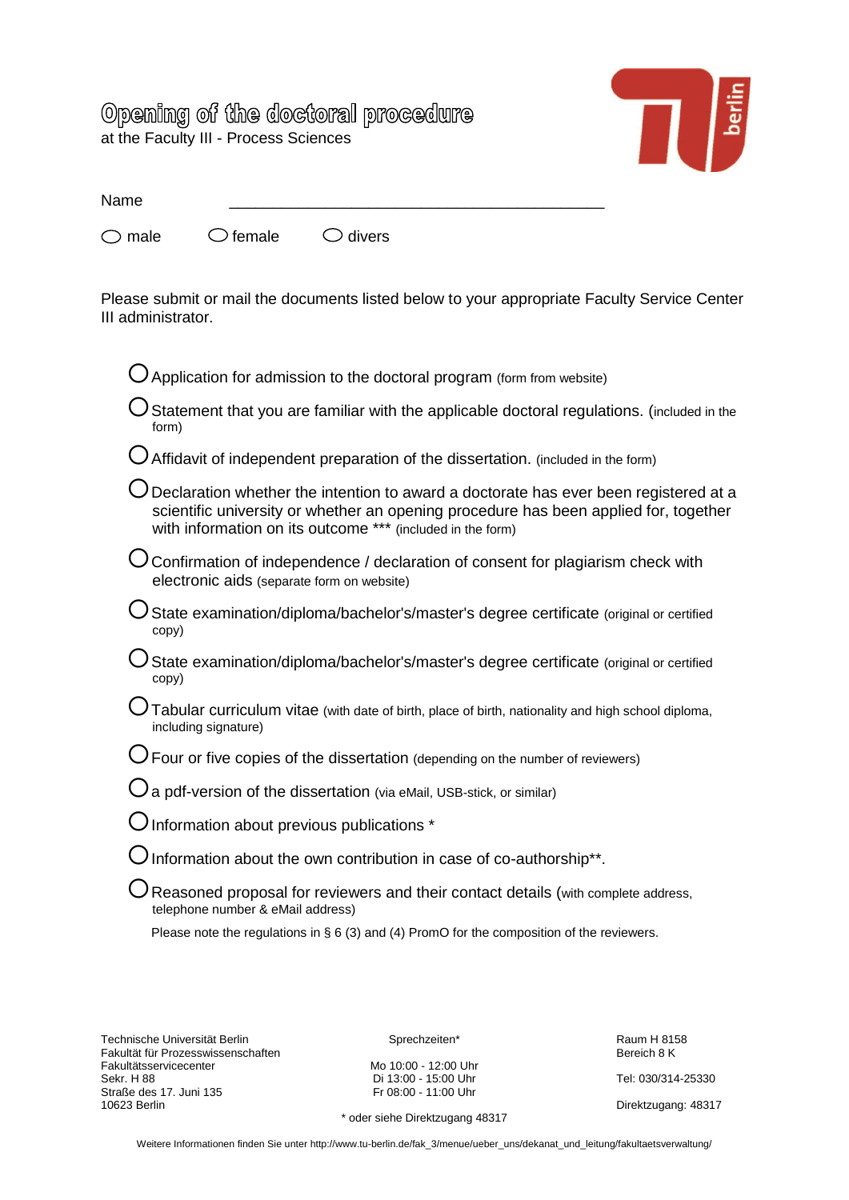# Opening of the doctoral procedure

at the Faculty III - Process Sciences

Name \_\_\_\_\_\_\_\_\_\_\_\_\_\_\_\_\_\_\_\_\_\_\_\_\_\_\_\_\_\_\_\_\_\_\_\_\_\_\_\_\_\_

○ male ○ female ○ divers

Please submit or mail the documents listed below to your appropriate Faculty Service Center III administrator.

- ○ Application for admission to the doctoral program (form from website)
- ○ Statement that you are familiar with the applicable doctoral regulations. (included in the form)
- ○ Affidavit of independent preparation of the dissertation. (included in the form)
- ○ Declaration whether the intention to award a doctorate has ever been registered at a scientific university or whether an opening procedure has been applied for, together with information on its outcome *** (included in the form)
- ○ Confirmation of independence / declaration of consent for plagiarism check with electronic aids (separate form on website)
- ○ State examination/diploma/bachelor's/master's degree certificate (original or certified copy)
- ○ State examination/diploma/bachelor's/master's degree certificate (original or certified copy)
- ○ Tabular curriculum vitae (with date of birth, place of birth, nationality and high school diploma, including signature)
- ○ Four or five copies of the dissertation (depending on the number of reviewers)
- ○ a pdf-version of the dissertation (via eMail, USB-stick, or similar)
- ○ Information about previous publications *
- ○ Information about the own contribution in case of co-authorship**.
- ○ Reasoned proposal for reviewers and their contact details (with complete address, telephone number & eMail address)

  Please note the regulations in § 6 (3) and (4) PromO for the composition of the reviewers.

Technische Universität Berlin
Fakultät für Prozesswissenschaften
Fakultätsservicecenter
Sekr. H 88
Straße des 17. Juni 135
10623 Berlin

Sprechzeiten*

Mo 10:00 - 12:00 Uhr
Di 13:00 - 15:00 Uhr
Fr 08:00 - 11:00 Uhr

* oder siehe Direktzugang 48317

Raum H 8158
Bereich 8 K

Tel: 030/314-25330

Direktzugang: 48317

Weitere Informationen finden Sie unter http://www.tu-berlin.de/fak_3/menue/ueber_uns/dekanat_und_leitung/fakultaetsverwaltung/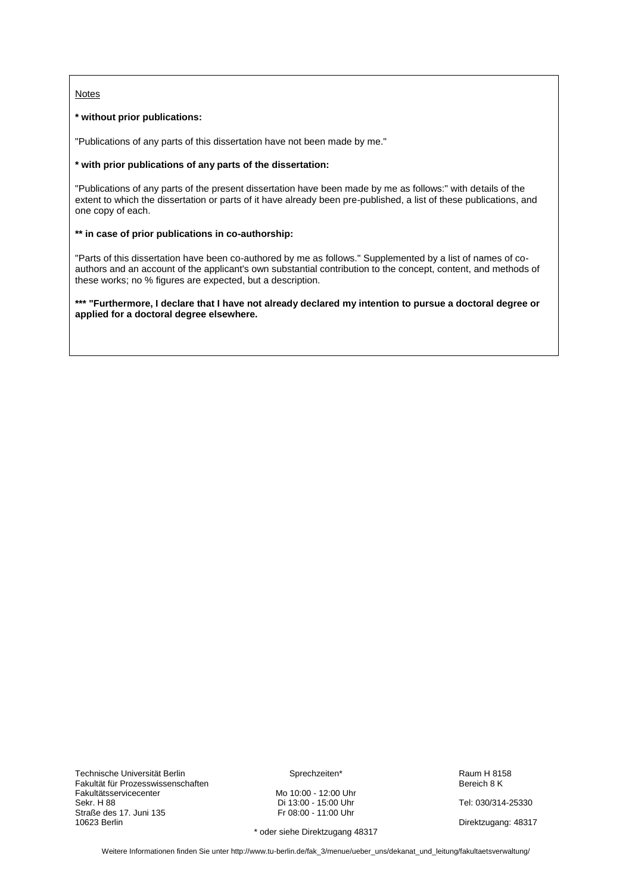Notes

**\* without prior publications:**

"Publications of any parts of this dissertation have not been made by me."

**\* with prior publications of any parts of the dissertation:**

"Publications of any parts of the present dissertation have been made by me as follows:" with details of the extent to which the dissertation or parts of it have already been pre-published, a list of these publications, and one copy of each.

**\*\* in case of prior publications in co-authorship:**

"Parts of this dissertation have been co-authored by me as follows." Supplemented by a list of names of co-authors and an account of the applicant's own substantial contribution to the concept, content, and methods of these works; no % figures are expected, but a description.

**\*\*\* "Furthermore, I declare that I have not already declared my intention to pursue a doctoral degree or applied for a doctoral degree elsewhere.**

Technische Universität Berlin
Fakultät für Prozesswissenschaften
Fakultätsservicecenter
Sekr. H 88
Straße des 17. Juni 135
10623 Berlin

Sprechzeiten*

Mo 10:00 - 12:00 Uhr
Di 13:00 - 15:00 Uhr
Fr 08:00 - 11:00 Uhr

\* oder siehe Direktzugang 48317

Raum H 8158
Bereich 8 K

Tel: 030/314-25330

Direktzugang: 48317

Weitere Informationen finden Sie unter http://www.tu-berlin.de/fak_3/menue/ueber_uns/dekanat_und_leitung/fakultaetsverwaltung/